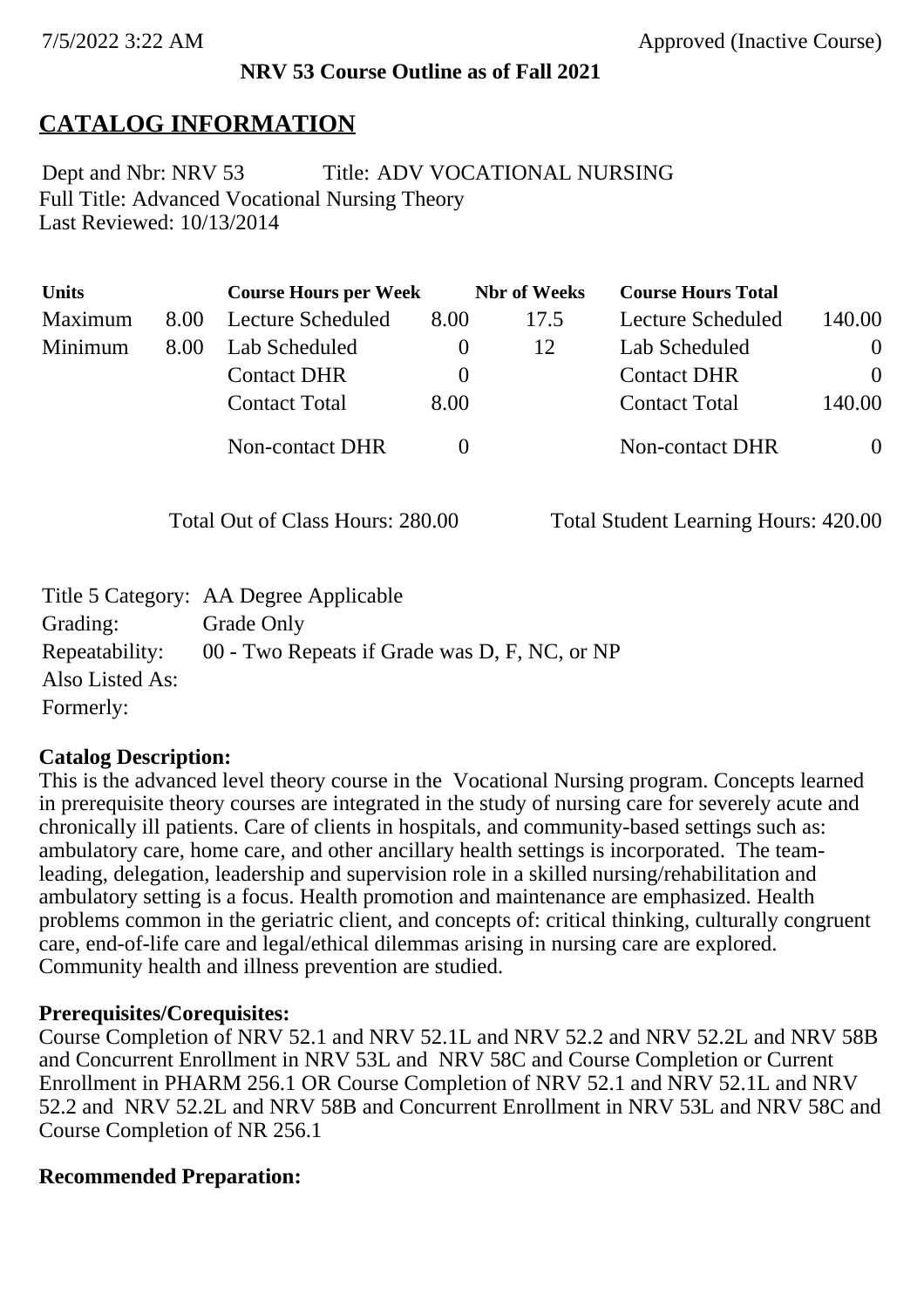**NRV 53 Course Outline as of Fall 2021**

# CATALOG INFORMATION

Dept and Nbr: NRV 53 Title: ADV VOCATIONAL NURSING
Full Title: Advanced Vocational Nursing Theory
Last Reviewed: 10/13/2014

| Units | | Course Hours per Week | | Nbr of Weeks | Course Hours Total | |
|---|---|---|---|---|---|---|
| Maximum | 8.00 | Lecture Scheduled | 8.00 | 17.5 | Lecture Scheduled | 140.00 |
| Minimum | 8.00 | Lab Scheduled | 0 | 12 | Lab Scheduled | 0 |
| | | Contact DHR | 0 | | Contact DHR | 0 |
| | | Contact Total | 8.00 | | Contact Total | 140.00 |
| | | Non-contact DHR | 0 | | Non-contact DHR | 0 |

Total Out of Class Hours: 280.00 Total Student Learning Hours: 420.00

Title 5 Category: AA Degree Applicable
Grading: Grade Only
Repeatability: 00 - Two Repeats if Grade was D, F, NC, or NP
Also Listed As:
Formerly:

**Catalog Description:**
This is the advanced level theory course in the Vocational Nursing program. Concepts learned in prerequisite theory courses are integrated in the study of nursing care for severely acute and chronically ill patients. Care of clients in hospitals, and community-based settings such as: ambulatory care, home care, and other ancillary health settings is incorporated. The team-leading, delegation, leadership and supervision role in a skilled nursing/rehabilitation and ambulatory setting is a focus. Health promotion and maintenance are emphasized. Health problems common in the geriatric client, and concepts of: critical thinking, culturally congruent care, end-of-life care and legal/ethical dilemmas arising in nursing care are explored. Community health and illness prevention are studied.

**Prerequisites/Corequisites:**
Course Completion of NRV 52.1 and NRV 52.1L and NRV 52.2 and NRV 52.2L and NRV 58B and Concurrent Enrollment in NRV 53L and NRV 58C and Course Completion or Current Enrollment in PHARM 256.1 OR Course Completion of NRV 52.1 and NRV 52.1L and NRV 52.2 and NRV 52.2L and NRV 58B and Concurrent Enrollment in NRV 53L and NRV 58C and Course Completion of NR 256.1

**Recommended Preparation:**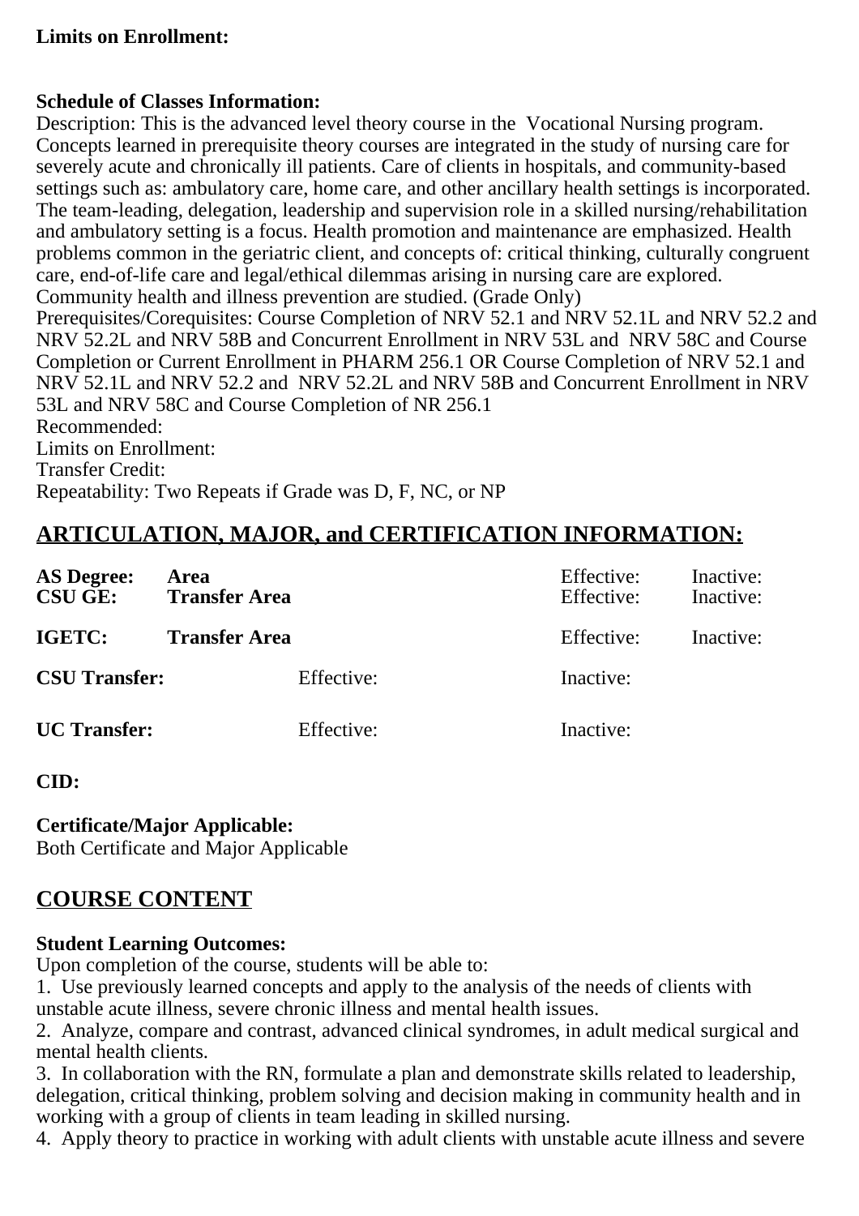**Limits on Enrollment:**

**Schedule of Classes Information:**
Description: This is the advanced level theory course in the Vocational Nursing program. Concepts learned in prerequisite theory courses are integrated in the study of nursing care for severely acute and chronically ill patients. Care of clients in hospitals, and community-based settings such as: ambulatory care, home care, and other ancillary health settings is incorporated. The team-leading, delegation, leadership and supervision role in a skilled nursing/rehabilitation and ambulatory setting is a focus. Health promotion and maintenance are emphasized. Health problems common in the geriatric client, and concepts of: critical thinking, culturally congruent care, end-of-life care and legal/ethical dilemmas arising in nursing care are explored. Community health and illness prevention are studied. (Grade Only)
Prerequisites/Corequisites: Course Completion of NRV 52.1 and NRV 52.1L and NRV 52.2 and NRV 52.2L and NRV 58B and Concurrent Enrollment in NRV 53L and NRV 58C and Course Completion or Current Enrollment in PHARM 256.1 OR Course Completion of NRV 52.1 and NRV 52.1L and NRV 52.2 and NRV 52.2L and NRV 58B and Concurrent Enrollment in NRV 53L and NRV 58C and Course Completion of NR 256.1
Recommended:
Limits on Enrollment:
Transfer Credit:
Repeatability: Two Repeats if Grade was D, F, NC, or NP

## ARTICULATION, MAJOR, and CERTIFICATION INFORMATION:

| | | | |
|---|---|---|---|
| **AS Degree:** | **Area** | Effective: | Inactive: |
| **CSU GE:** | **Transfer Area** | Effective: | Inactive: |
| **IGETC:** | **Transfer Area** | Effective: | Inactive: |
| **CSU Transfer:** | Effective: | Inactive: | |
| **UC Transfer:** | Effective: | Inactive: | |

**CID:**

**Certificate/Major Applicable:**
Both Certificate and Major Applicable

## COURSE CONTENT

**Student Learning Outcomes:**
Upon completion of the course, students will be able to:
1. Use previously learned concepts and apply to the analysis of the needs of clients with unstable acute illness, severe chronic illness and mental health issues.
2. Analyze, compare and contrast, advanced clinical syndromes, in adult medical surgical and mental health clients.
3. In collaboration with the RN, formulate a plan and demonstrate skills related to leadership, delegation, critical thinking, problem solving and decision making in community health and in working with a group of clients in team leading in skilled nursing.
4. Apply theory to practice in working with adult clients with unstable acute illness and severe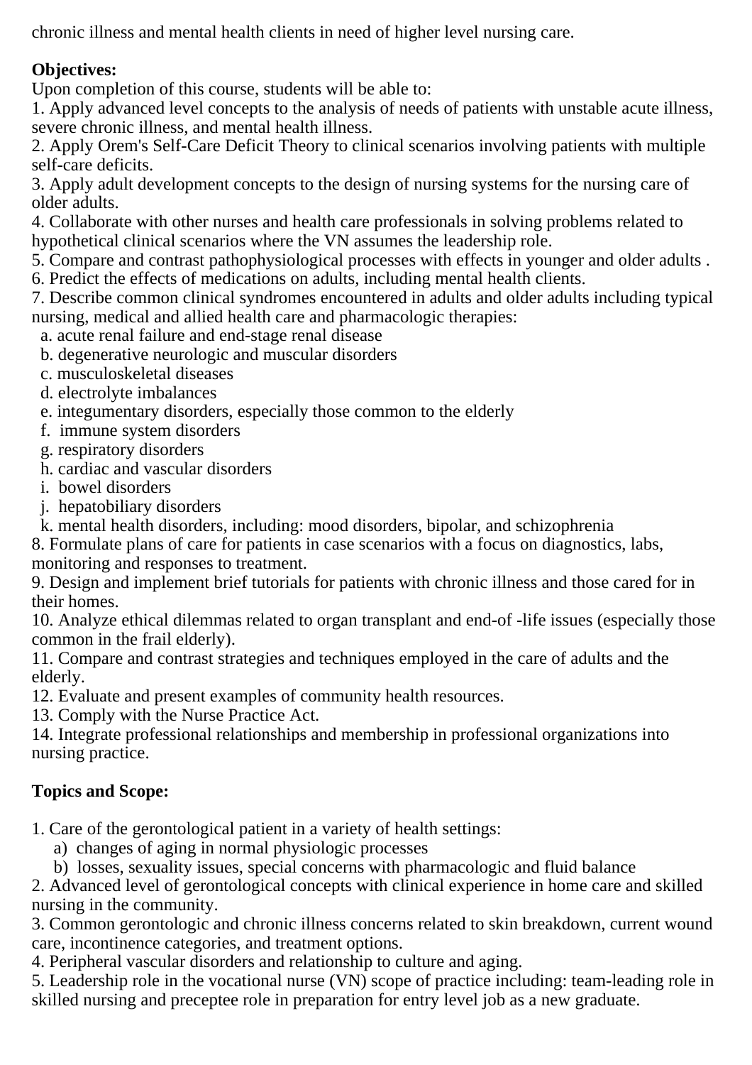chronic illness and mental health clients in need of higher level nursing care.

**Objectives:**

Upon completion of this course, students will be able to:

1. Apply advanced level concepts to the analysis of needs of patients with unstable acute illness, severe chronic illness, and mental health illness.
2. Apply Orem's Self-Care Deficit Theory to clinical scenarios involving patients with multiple self-care deficits.
3. Apply adult development concepts to the design of nursing systems for the nursing care of older adults.
4. Collaborate with other nurses and health care professionals in solving problems related to hypothetical clinical scenarios where the VN assumes the leadership role.
5. Compare and contrast pathophysiological processes with effects in younger and older adults .
6. Predict the effects of medications on adults, including mental health clients.
7. Describe common clinical syndromes encountered in adults and older adults including typical nursing, medical and allied health care and pharmacologic therapies:
   a. acute renal failure and end-stage renal disease
   b. degenerative neurologic and muscular disorders
   c. musculoskeletal diseases
   d. electrolyte imbalances
   e. integumentary disorders, especially those common to the elderly
   f. immune system disorders
   g. respiratory disorders
   h. cardiac and vascular disorders
   i. bowel disorders
   j. hepatobiliary disorders
   k. mental health disorders, including: mood disorders, bipolar, and schizophrenia
8. Formulate plans of care for patients in case scenarios with a focus on diagnostics, labs, monitoring and responses to treatment.
9. Design and implement brief tutorials for patients with chronic illness and those cared for in their homes.
10. Analyze ethical dilemmas related to organ transplant and end-of -life issues (especially those common in the frail elderly).
11. Compare and contrast strategies and techniques employed in the care of adults and the elderly.
12. Evaluate and present examples of community health resources.
13. Comply with the Nurse Practice Act.
14. Integrate professional relationships and membership in professional organizations into nursing practice.

**Topics and Scope:**

1. Care of the gerontological patient in a variety of health settings:
   a) changes of aging in normal physiologic processes
   b) losses, sexuality issues, special concerns with pharmacologic and fluid balance
2. Advanced level of gerontological concepts with clinical experience in home care and skilled nursing in the community.
3. Common gerontologic and chronic illness concerns related to skin breakdown, current wound care, incontinence categories, and treatment options.
4. Peripheral vascular disorders and relationship to culture and aging.
5. Leadership role in the vocational nurse (VN) scope of practice including: team-leading role in skilled nursing and preceptee role in preparation for entry level job as a new graduate.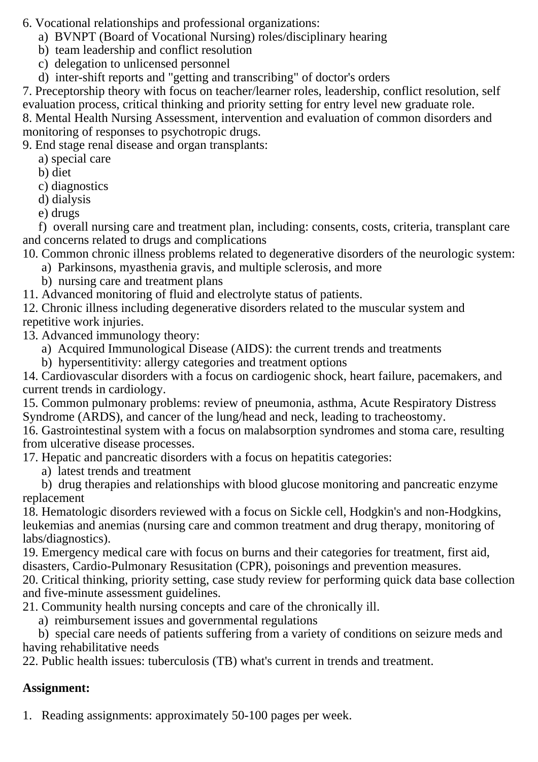6. Vocational relationships and professional organizations:
    a) BVNPT (Board of Vocational Nursing) roles/disciplinary hearing
    b) team leadership and conflict resolution
    c) delegation to unlicensed personnel
    d) inter-shift reports and "getting and transcribing" of doctor's orders
7. Preceptorship theory with focus on teacher/learner roles, leadership, conflict resolution, self evaluation process, critical thinking and priority setting for entry level new graduate role.
8. Mental Health Nursing Assessment, intervention and evaluation of common disorders and monitoring of responses to psychotropic drugs.
9. End stage renal disease and organ transplants:
    a) special care
    b) diet
    c) diagnostics
    d) dialysis
    e) drugs
    f) overall nursing care and treatment plan, including: consents, costs, criteria, transplant care and concerns related to drugs and complications
10. Common chronic illness problems related to degenerative disorders of the neurologic system:
    a) Parkinsons, myasthenia gravis, and multiple sclerosis, and more
    b) nursing care and treatment plans
11. Advanced monitoring of fluid and electrolyte status of patients.
12. Chronic illness including degenerative disorders related to the muscular system and repetitive work injuries.
13. Advanced immunology theory:
    a) Acquired Immunological Disease (AIDS): the current trends and treatments
    b) hypersentitivity: allergy categories and treatment options
14. Cardiovascular disorders with a focus on cardiogenic shock, heart failure, pacemakers, and current trends in cardiology.
15. Common pulmonary problems: review of pneumonia, asthma, Acute Respiratory Distress Syndrome (ARDS), and cancer of the lung/head and neck, leading to tracheostomy.
16. Gastrointestinal system with a focus on malabsorption syndromes and stoma care, resulting from ulcerative disease processes.
17. Hepatic and pancreatic disorders with a focus on hepatitis categories:
    a) latest trends and treatment
    b) drug therapies and relationships with blood glucose monitoring and pancreatic enzyme replacement
18. Hematologic disorders reviewed with a focus on Sickle cell, Hodgkin's and non-Hodgkins, leukemias and anemias (nursing care and common treatment and drug therapy, monitoring of labs/diagnostics).
19. Emergency medical care with focus on burns and their categories for treatment, first aid, disasters, Cardio-Pulmonary Resusitation (CPR), poisonings and prevention measures.
20. Critical thinking, priority setting, case study review for performing quick data base collection and five-minute assessment guidelines.
21. Community health nursing concepts and care of the chronically ill.
    a) reimbursement issues and governmental regulations
    b) special care needs of patients suffering from a variety of conditions on seizure meds and having rehabilitative needs
22. Public health issues: tuberculosis (TB) what's current in trends and treatment.

**Assignment:**

1. Reading assignments: approximately 50-100 pages per week.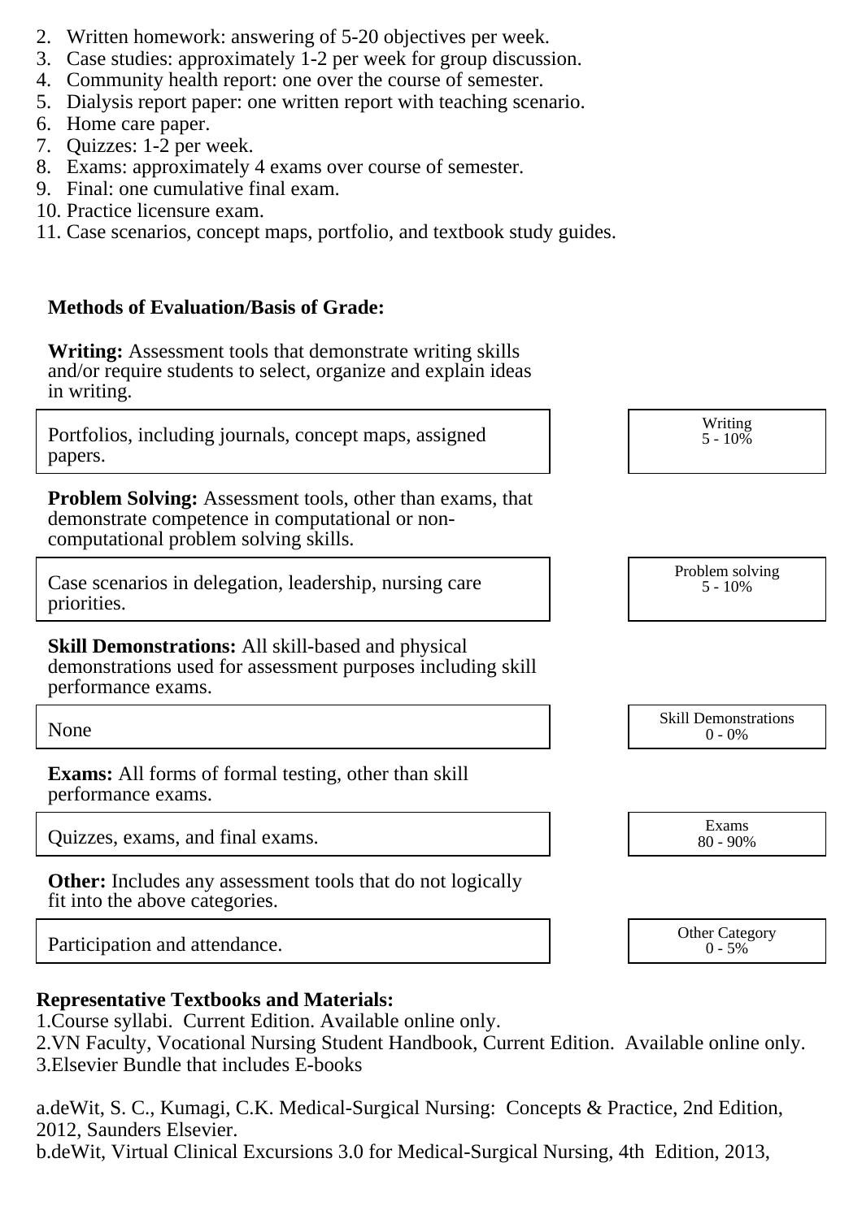2. Written homework: answering of 5-20 objectives per week.
3. Case studies: approximately 1-2 per week for group discussion.
4. Community health report: one over the course of semester.
5. Dialysis report paper: one written report with teaching scenario.
6. Home care paper.
7. Quizzes: 1-2 per week.
8. Exams: approximately 4 exams over course of semester.
9. Final: one cumulative final exam.
10. Practice licensure exam.
11. Case scenarios, concept maps, portfolio, and textbook study guides.

**Methods of Evaluation/Basis of Grade:**

**Writing:** Assessment tools that demonstrate writing skills and/or require students to select, organize and explain ideas in writing.

| | |
|---|---|
| Portfolios, including journals, concept maps, assigned papers. | Writing 5 - 10% |

**Problem Solving:** Assessment tools, other than exams, that demonstrate competence in computational or non-computational problem solving skills.

| | |
|---|---|
| Case scenarios in delegation, leadership, nursing care priorities. | Problem solving 5 - 10% |

**Skill Demonstrations:** All skill-based and physical demonstrations used for assessment purposes including skill performance exams.

| | |
|---|---|
| None | Skill Demonstrations 0 - 0% |

**Exams:** All forms of formal testing, other than skill performance exams.

| | |
|---|---|
| Quizzes, exams, and final exams. | Exams 80 - 90% |

**Other:** Includes any assessment tools that do not logically fit into the above categories.

| | |
|---|---|
| Participation and attendance. | Other Category 0 - 5% |

**Representative Textbooks and Materials:**

1.Course syllabi. Current Edition. Available online only.
2.VN Faculty, Vocational Nursing Student Handbook, Current Edition. Available online only.
3.Elsevier Bundle that includes E-books

a.deWit, S. C., Kumagi, C.K. Medical-Surgical Nursing: Concepts & Practice, 2nd Edition, 2012, Saunders Elsevier.
b.deWit, Virtual Clinical Excursions 3.0 for Medical-Surgical Nursing, 4th Edition, 2013,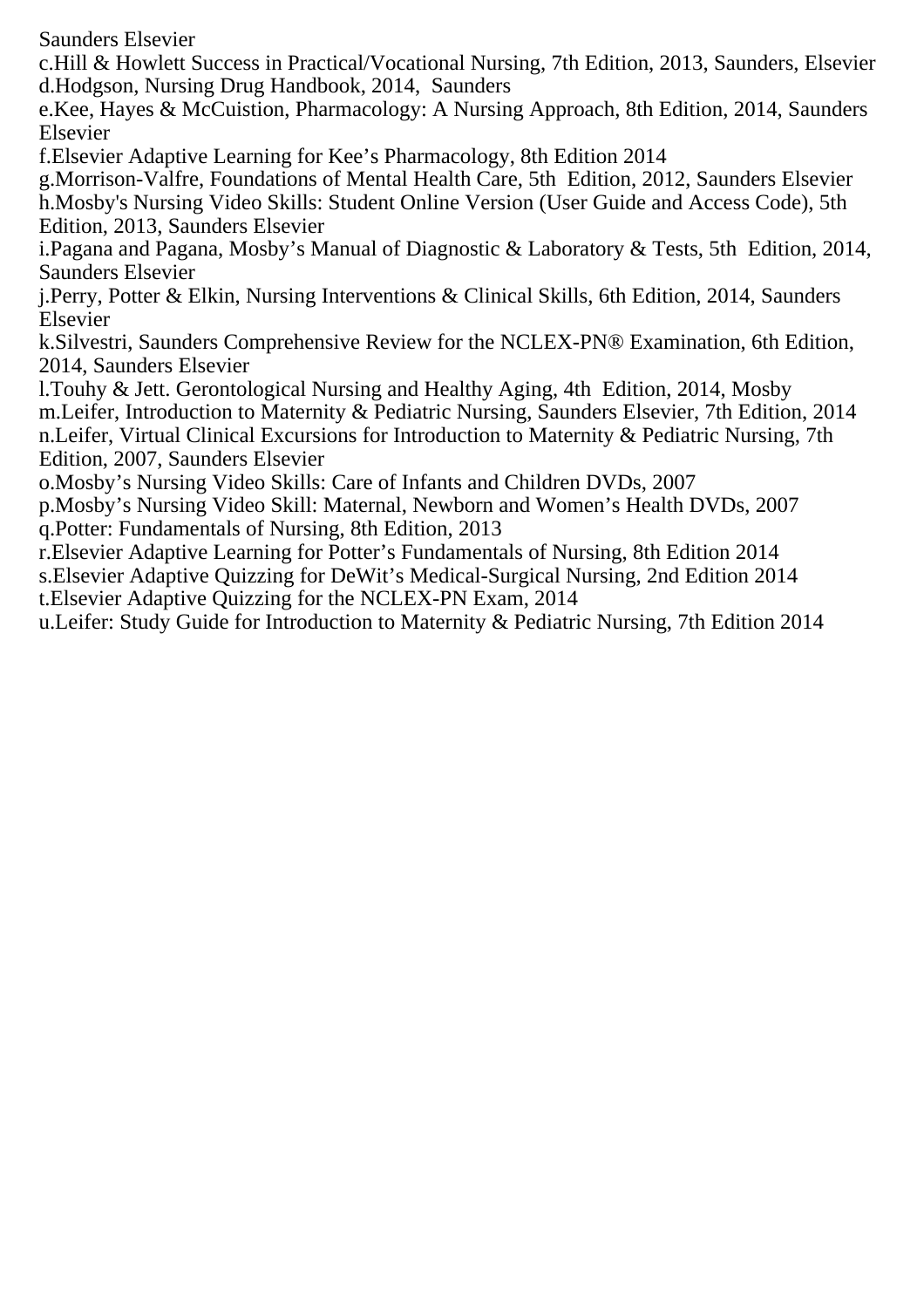Saunders Elsevier

c.Hill & Howlett Success in Practical/Vocational Nursing, 7th Edition, 2013, Saunders, Elsevier
d.Hodgson, Nursing Drug Handbook, 2014, Saunders
e.Kee, Hayes & McCuistion, Pharmacology: A Nursing Approach, 8th Edition, 2014, Saunders Elsevier
f.Elsevier Adaptive Learning for Kee's Pharmacology, 8th Edition 2014
g.Morrison-Valfre, Foundations of Mental Health Care, 5th Edition, 2012, Saunders Elsevier
h.Mosby's Nursing Video Skills: Student Online Version (User Guide and Access Code), 5th Edition, 2013, Saunders Elsevier
i.Pagana and Pagana, Mosby's Manual of Diagnostic & Laboratory & Tests, 5th Edition, 2014, Saunders Elsevier
j.Perry, Potter & Elkin, Nursing Interventions & Clinical Skills, 6th Edition, 2014, Saunders Elsevier
k.Silvestri, Saunders Comprehensive Review for the NCLEX-PN® Examination, 6th Edition, 2014, Saunders Elsevier
l.Touhy & Jett. Gerontological Nursing and Healthy Aging, 4th Edition, 2014, Mosby
m.Leifer, Introduction to Maternity & Pediatric Nursing, Saunders Elsevier, 7th Edition, 2014
n.Leifer, Virtual Clinical Excursions for Introduction to Maternity & Pediatric Nursing, 7th Edition, 2007, Saunders Elsevier
o.Mosby's Nursing Video Skills: Care of Infants and Children DVDs, 2007
p.Mosby's Nursing Video Skill: Maternal, Newborn and Women's Health DVDs, 2007
q.Potter: Fundamentals of Nursing, 8th Edition, 2013
r.Elsevier Adaptive Learning for Potter's Fundamentals of Nursing, 8th Edition 2014
s.Elsevier Adaptive Quizzing for DeWit's Medical-Surgical Nursing, 2nd Edition 2014
t.Elsevier Adaptive Quizzing for the NCLEX-PN Exam, 2014
u.Leifer: Study Guide for Introduction to Maternity & Pediatric Nursing, 7th Edition 2014